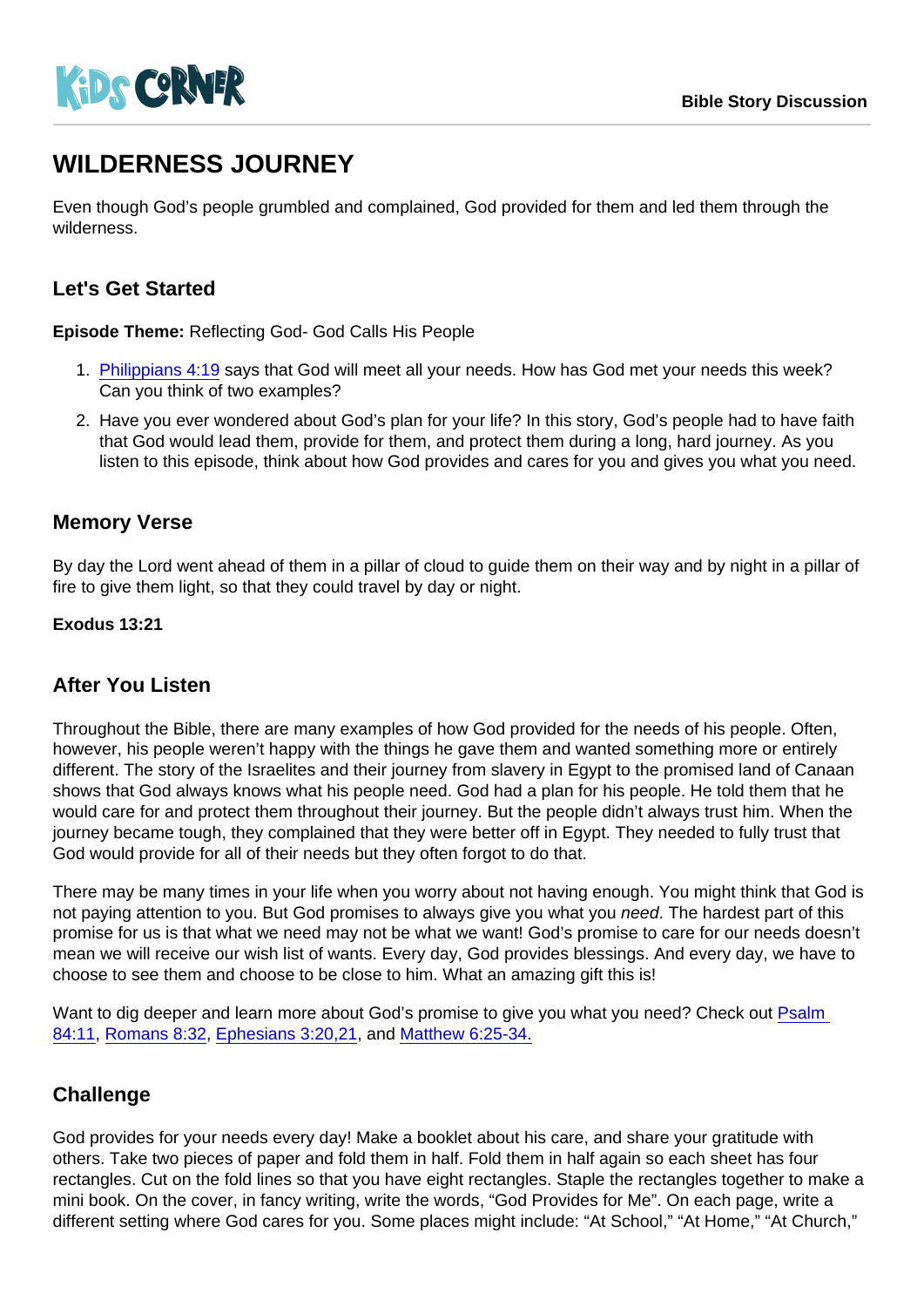KIDS CORNER

Bible Story Discussion

# WILDERNESS JOURNEY

Even though God's people grumbled and complained, God provided for them and led them through the wilderness.

## Let's Get Started

**Episode Theme:** Reflecting God- God Calls His People

1. Philippians 4:19 says that God will meet all your needs. How has God met your needs this week? Can you think of two examples?
2. Have you ever wondered about God's plan for your life? In this story, God's people had to have faith that God would lead them, provide for them, and protect them during a long, hard journey. As you listen to this episode, think about how God provides and cares for you and gives you what you need.

## Memory Verse

By day the Lord went ahead of them in a pillar of cloud to guide them on their way and by night in a pillar of fire to give them light, so that they could travel by day or night.

**Exodus 13:21**

## After You Listen

Throughout the Bible, there are many examples of how God provided for the needs of his people. Often, however, his people weren't happy with the things he gave them and wanted something more or entirely different. The story of the Israelites and their journey from slavery in Egypt to the promised land of Canaan shows that God always knows what his people need. God had a plan for his people. He told them that he would care for and protect them throughout their journey. But the people didn't always trust him. When the journey became tough, they complained that they were better off in Egypt. They needed to fully trust that God would provide for all of their needs but they often forgot to do that.

There may be many times in your life when you worry about not having enough. You might think that God is not paying attention to you. But God promises to always give you what you *need*. The hardest part of this promise for us is that what we need may not be what we want! God's promise to care for our needs doesn't mean we will receive our wish list of wants. Every day, God provides blessings. And every day, we have to choose to see them and choose to be close to him. What an amazing gift this is!

Want to dig deeper and learn more about God's promise to give you what you need? Check out Psalm 84:11, Romans 8:32, Ephesians 3:20,21, and Matthew 6:25-34.

## Challenge

God provides for your needs every day! Make a booklet about his care, and share your gratitude with others. Take two pieces of paper and fold them in half. Fold them in half again so each sheet has four rectangles. Cut on the fold lines so that you have eight rectangles. Staple the rectangles together to make a mini book. On the cover, in fancy writing, write the words, "God Provides for Me". On each page, write a different setting where God cares for you. Some places might include: "At School," "At Home," "At Church,"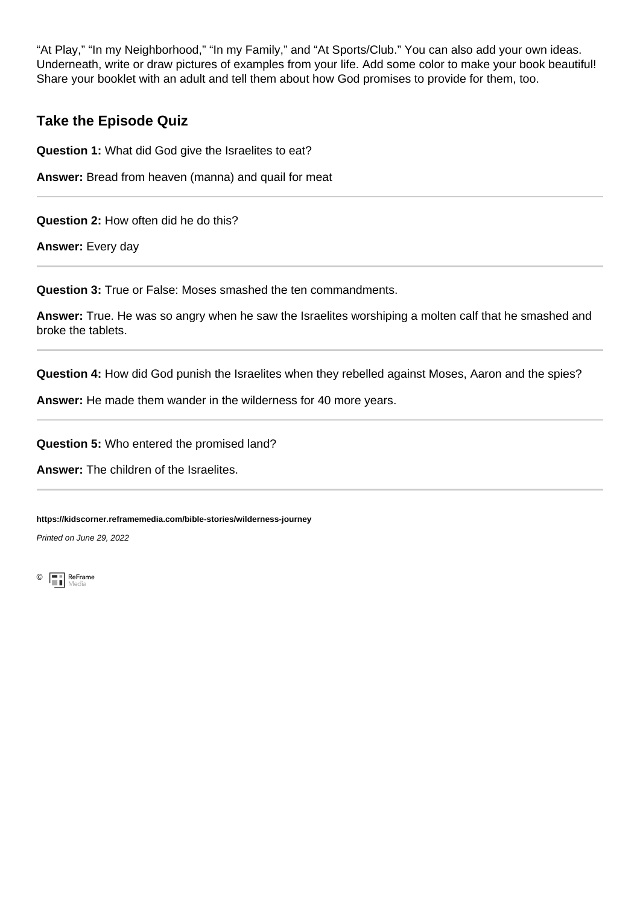"At Play," "In my Neighborhood," "In my Family," and "At Sports/Club." You can also add your own ideas. Underneath, write or draw pictures of examples from your life. Add some color to make your book beautiful! Share your booklet with an adult and tell them about how God promises to provide for them, too.

### Take the Episode Quiz

**Question 1:** What did God give the Israelites to eat?

**Answer:** Bread from heaven (manna) and quail for meat

---

**Question 2:** How often did he do this?

**Answer:** Every day

---

**Question 3:** True or False: Moses smashed the ten commandments.

**Answer:** True. He was so angry when he saw the Israelites worshiping a molten calf that he smashed and broke the tablets.

---

**Question 4:** How did God punish the Israelites when they rebelled against Moses, Aaron and the spies?

**Answer:** He made them wander in the wilderness for 40 more years.

---

**Question 5:** Who entered the promised land?

**Answer:** The children of the Israelites.

---

**https://kidscorner.reframemedia.com/bible-stories/wilderness-journey**

*Printed on June 29, 2022*

© ReFrame Media